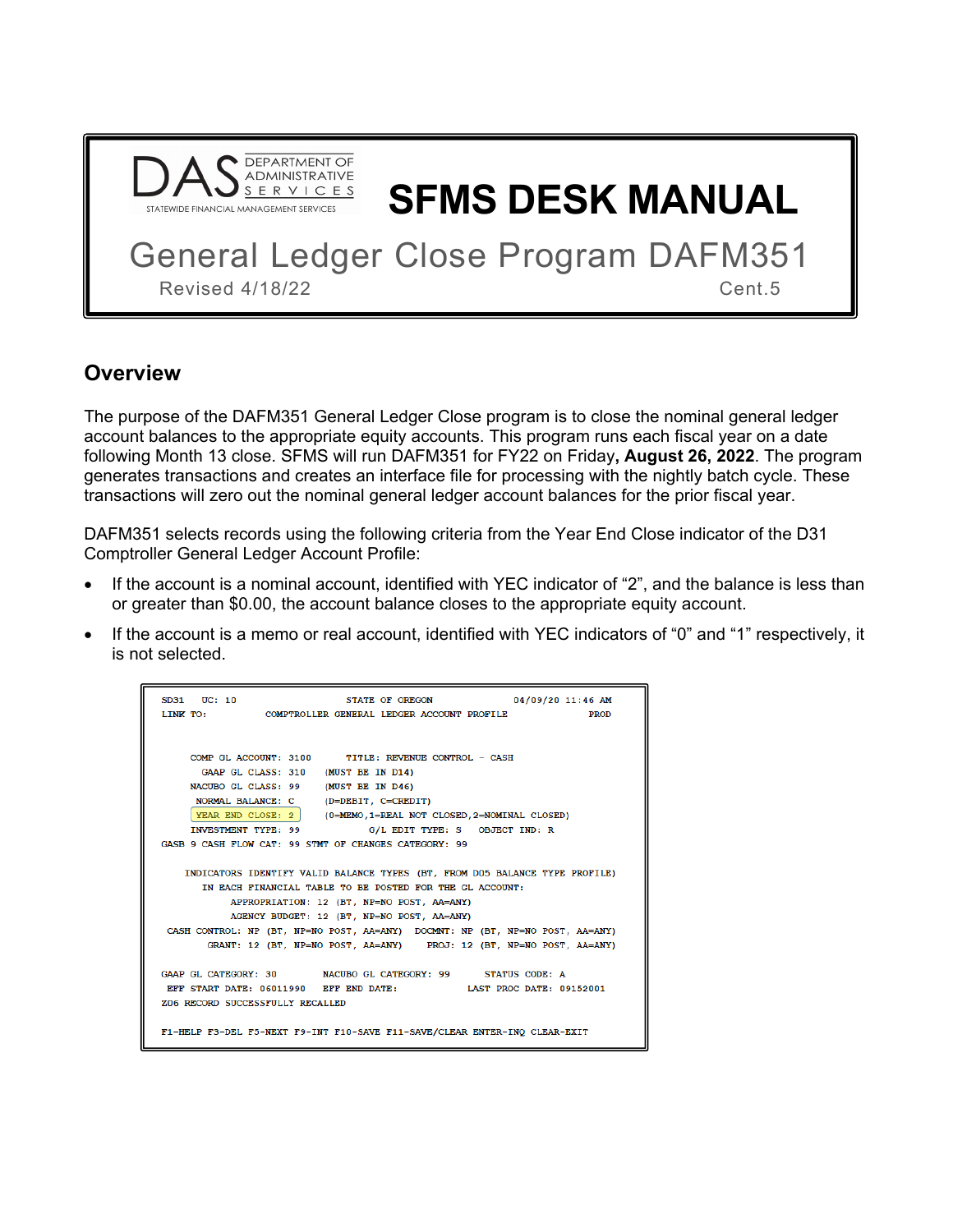# SFMS DESK MANUAL

## General Ledger Close Program DAFM351

Revised 4/18/22 Cent.5

## Overview

The purpose of the DAFM351 General Ledger Close program is to close the nominal general ledger account balances to the appropriate equity accounts. This program runs each fiscal year on a date following Month 13 close. SFMS will run DAFM351 for FY22 on Friday**, August 26, 2022**. The program generates transactions and creates an interface file for processing with the nightly batch cycle. These transactions will zero out the nominal general ledger account balances for the prior fiscal year.

DAFM351 selects records using the following criteria from the Year End Close indicator of the D31 Comptroller General Ledger Account Profile:

- If the account is a nominal account, identified with YEC indicator of "2", and the balance is less than or greater than $0.00, the account balance closes to the appropriate equity account.
- If the account is a memo or real account, identified with YEC indicators of "0" and "1" respectively, it is not selected.

```
SD31    UC: 10                    STATE OF OREGON              04/09/20 11:46 AM
LINK TO:          COMPTROLLER GENERAL LEDGER ACCOUNT PROFILE              PROD


     COMP GL ACCOUNT: 3100       TITLE: REVENUE CONTROL - CASH
       GAAP GL CLASS: 310     (MUST BE IN D14)
     NACUBO GL CLASS: 99      (MUST BE IN D46)
      NORMAL BALANCE: C       (D=DEBIT, C=CREDIT)
      YEAR END CLOSE: 2       (0=MEMO,1=REAL NOT CLOSED,2=NOMINAL CLOSED)
     INVESTMENT TYPE: 99             G/L EDIT TYPE: S    OBJECT IND: R
GASB 9 CASH FLOW CAT: 99 STMT OF CHANGES CATEGORY: 99

    INDICATORS IDENTIFY VALID BALANCE TYPES (BT, FROM D05 BALANCE TYPE PROFILE)
       IN EACH FINANCIAL TABLE TO BE POSTED FOR THE GL ACCOUNT:
            APPROPRIATION: 12 (BT, NP=NO POST, AA=ANY)
            AGENCY BUDGET: 12 (BT, NP=NO POST, AA=ANY)
 CASH CONTROL: NP (BT, NP=NO POST, AA=ANY)  DOCMNT: NP (BT, NP=NO POST, AA=ANY)
        GRANT: 12 (BT, NP=NO POST, AA=ANY)    PROJ: 12 (BT, NP=NO POST, AA=ANY)

GAAP GL CATEGORY: 30        NACUBO GL CATEGORY: 99      STATUS CODE: A
 EFF START DATE: 06011990   EFF END DATE:           LAST PROC DATE: 09152001
Z06 RECORD SUCCESSFULLY RECALLED

F1-HELP F3-DEL F5-NEXT F9-INT F10-SAVE F11-SAVE/CLEAR ENTER-INQ CLEAR-EXIT
```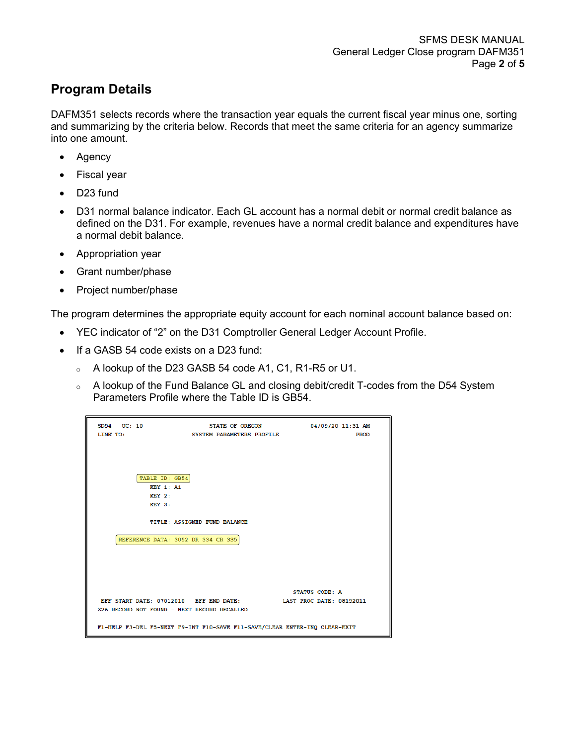## Program Details

DAFM351 selects records where the transaction year equals the current fiscal year minus one, sorting and summarizing by the criteria below. Records that meet the same criteria for an agency summarize into one amount.

- Agency
- Fiscal year
- D23 fund
- D31 normal balance indicator. Each GL account has a normal debit or normal credit balance as defined on the D31. For example, revenues have a normal credit balance and expenditures have a normal debit balance.
- Appropriation year
- Grant number/phase
- Project number/phase

The program determines the appropriate equity account for each nominal account balance based on:

- YEC indicator of "2" on the D31 Comptroller General Ledger Account Profile.
- If a GASB 54 code exists on a D23 fund:
  - A lookup of the D23 GASB 54 code A1, C1, R1-R5 or U1.
  - A lookup of the Fund Balance GL and closing debit/credit T-codes from the D54 System Parameters Profile where the Table ID is GB54.

```
SD54   UC: 10                STATE OF OREGON            04/09/20 11:31 AM
LINK TO:                 SYSTEM PARAMETERS PROFILE                  PROD



           TABLE ID: GB54
             KEY 1: A1
             KEY 2:
             KEY 3:

             TITLE: ASSIGNED FUND BALANCE

        REFERENCE DATA: 3052 DR 334 CR 335




                                                      STATUS CODE: A
 EFF START DATE: 07012010    EFF END DATE:         LAST PROC DATE: 08152011
Z26 RECORD NOT FOUND - NEXT RECORD RECALLED

F1-HELP F3-DEL F5-NEXT F9-INT F10-SAVE F11-SAVE/CLEAR ENTER-INQ CLEAR-EXIT
```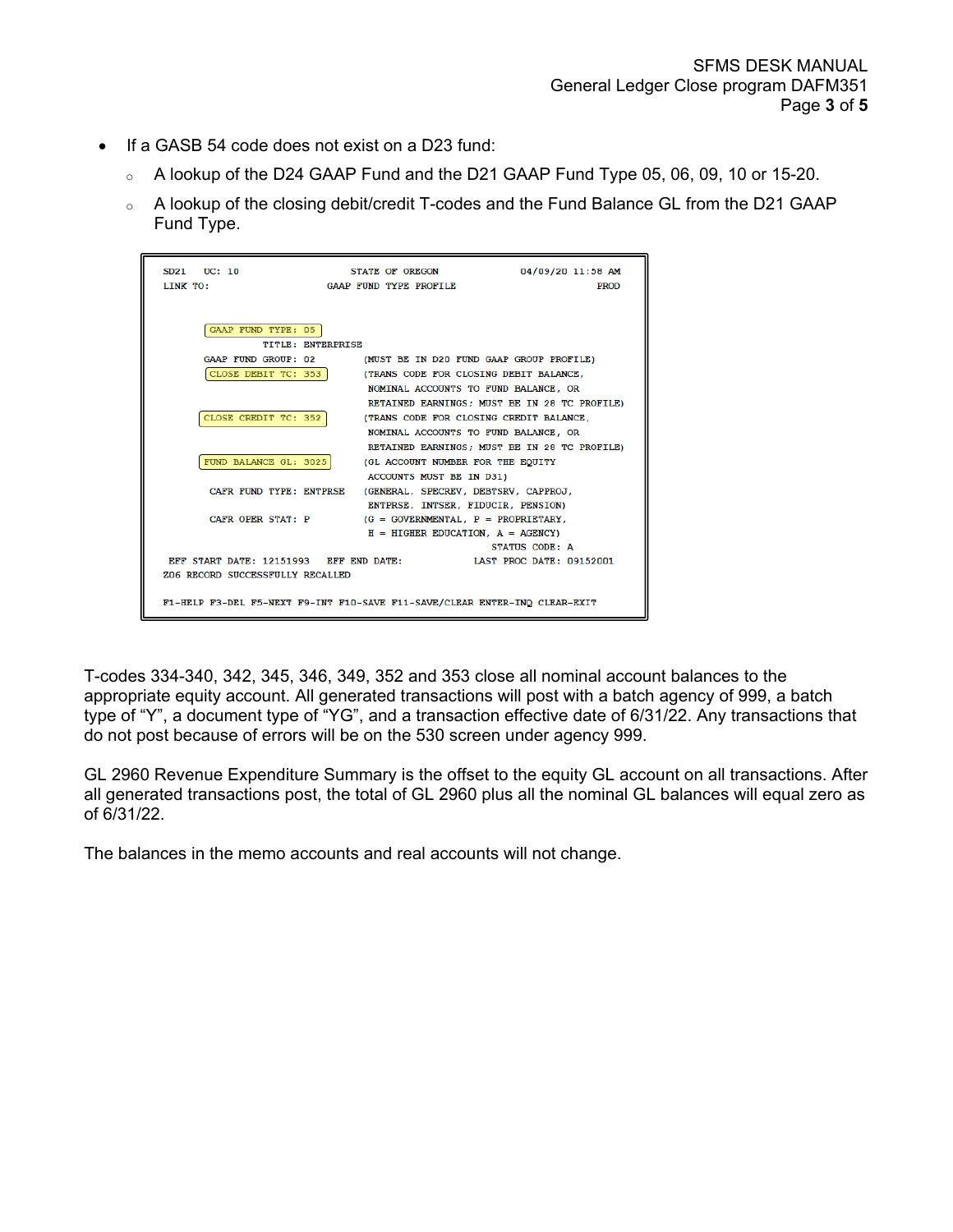- If a GASB 54 code does not exist on a D23 fund:
    - A lookup of the D24 GAAP Fund and the D21 GAAP Fund Type 05, 06, 09, 10 or 15-20.
    - A lookup of the closing debit/credit T-codes and the Fund Balance GL from the D21 GAAP Fund Type.

```
SD21   UC: 10                    STATE OF OREGON            04/09/20 11:58 AM
LINK TO:                      GAAP FUND TYPE PROFILE                     PROD


        GAAP FUND TYPE: 05
                 TITLE: ENTERPRISE
        GAAP FUND GROUP: 02          (MUST BE IN D20 FUND GAAP GROUP PROFILE)
        CLOSE DEBIT TC: 353          (TRANS CODE FOR CLOSING DEBIT BALANCE,
                                      NOMINAL ACCOUNTS TO FUND BALANCE, OR
                                      RETAINED EARNINGS; MUST BE IN 28 TC PROFILE)
       CLOSE CREDIT TC: 352          (TRANS CODE FOR CLOSING CREDIT BALANCE,
                                      NOMINAL ACCOUNTS TO FUND BALANCE, OR
                                      RETAINED EARNINGS; MUST BE IN 28 TC PROFILE)
       FUND BALANCE GL: 3025         (GL ACCOUNT NUMBER FOR THE EQUITY
                                      ACCOUNTS MUST BE IN D31)
        CAFR FUND TYPE: ENTPRSE      (GENERAL, SPECREV, DEBTSRV, CAPPROJ,
                                      ENTPRSE, INTSER, FIDUCIR, PENSION)
        CAFR OPER STAT: P            (G = GOVERNMENTAL, P = PROPRIETARY,
                                      H = HIGHER EDUCATION, A = AGENCY)
                                                         STATUS CODE: A
 EFF START DATE: 12151993   EFF END DATE:         LAST PROC DATE: 09152001
Z06 RECORD SUCCESSFULLY RECALLED

F1-HELP F3-DEL F5-NEXT F9-INT F10-SAVE F11-SAVE/CLEAR ENTER-INQ CLEAR-EXIT
```

T-codes 334-340, 342, 345, 346, 349, 352 and 353 close all nominal account balances to the appropriate equity account. All generated transactions will post with a batch agency of 999, a batch type of "Y", a document type of "YG", and a transaction effective date of 6/31/22. Any transactions that do not post because of errors will be on the 530 screen under agency 999.

GL 2960 Revenue Expenditure Summary is the offset to the equity GL account on all transactions. After all generated transactions post, the total of GL 2960 plus all the nominal GL balances will equal zero as of 6/31/22.

The balances in the memo accounts and real accounts will not change.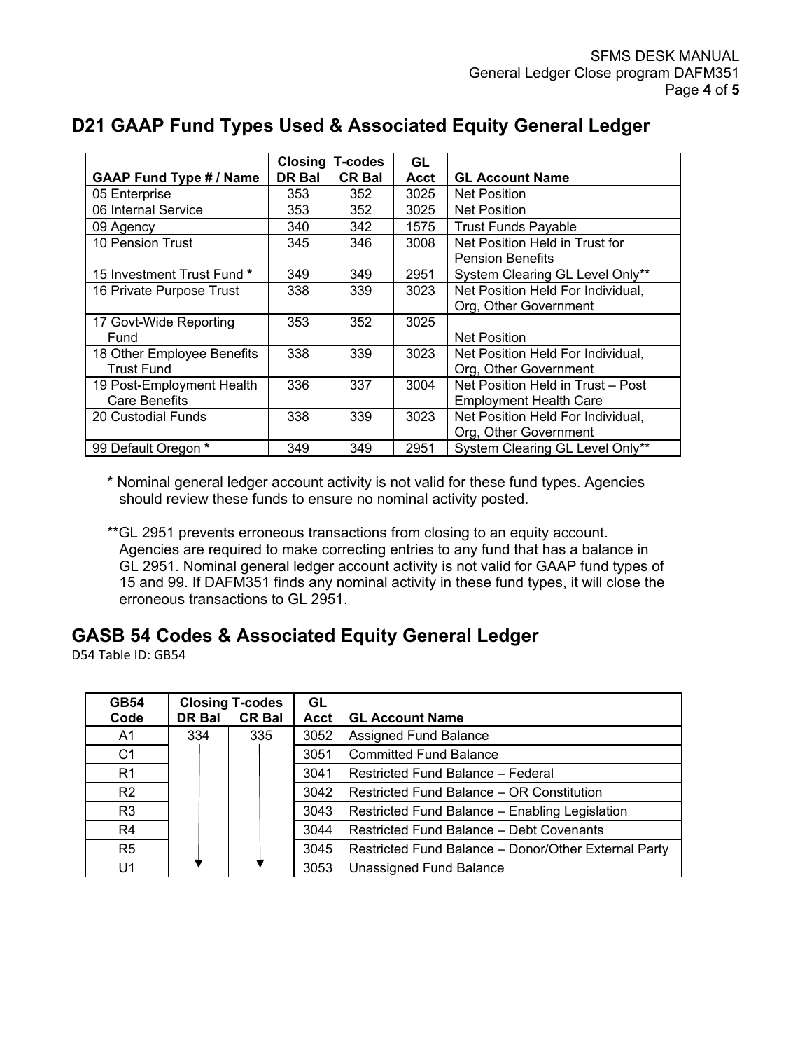## D21 GAAP Fund Types Used & Associated Equity General Ledger

| GAAP Fund Type # / Name | Closing T-codes DR Bal | Closing T-codes CR Bal | GL Acct | GL Account Name |
|---|---|---|---|---|
| 05 Enterprise | 353 | 352 | 3025 | Net Position |
| 06 Internal Service | 353 | 352 | 3025 | Net Position |
| 09 Agency | 340 | 342 | 1575 | Trust Funds Payable |
| 10 Pension Trust | 345 | 346 | 3008 | Net Position Held in Trust for Pension Benefits |
| 15 Investment Trust Fund * | 349 | 349 | 2951 | System Clearing GL Level Only** |
| 16 Private Purpose Trust | 338 | 339 | 3023 | Net Position Held For Individual, Org, Other Government |
| 17 Govt-Wide Reporting Fund | 353 | 352 | 3025 | Net Position |
| 18 Other Employee Benefits Trust Fund | 338 | 339 | 3023 | Net Position Held For Individual, Org, Other Government |
| 19 Post-Employment Health Care Benefits | 336 | 337 | 3004 | Net Position Held in Trust – Post Employment Health Care |
| 20 Custodial Funds | 338 | 339 | 3023 | Net Position Held For Individual, Org, Other Government |
| 99 Default Oregon * | 349 | 349 | 2951 | System Clearing GL Level Only** |

\* Nominal general ledger account activity is not valid for these fund types. Agencies should review these funds to ensure no nominal activity posted.

**GL 2951 prevents erroneous transactions from closing to an equity account. Agencies are required to make correcting entries to any fund that has a balance in GL 2951. Nominal general ledger account activity is not valid for GAAP fund types of 15 and 99. If DAFM351 finds any nominal activity in these fund types, it will close the erroneous transactions to GL 2951.

## GASB 54 Codes & Associated Equity General Ledger

D54 Table ID: GB54

| GB54 Code | Closing T-codes DR Bal | Closing T-codes CR Bal | GL Acct | GL Account Name |
|---|---|---|---|---|
| A1 | 334 | 335 | 3052 | Assigned Fund Balance |
| C1 | ↓ | ↓ | 3051 | Committed Fund Balance |
| R1 | ↓ | ↓ | 3041 | Restricted Fund Balance – Federal |
| R2 | ↓ | ↓ | 3042 | Restricted Fund Balance – OR Constitution |
| R3 | ↓ | ↓ | 3043 | Restricted Fund Balance – Enabling Legislation |
| R4 | ↓ | ↓ | 3044 | Restricted Fund Balance – Debt Covenants |
| R5 | ↓ | ↓ | 3045 | Restricted Fund Balance – Donor/Other External Party |
| U1 | ↓ | ↓ | 3053 | Unassigned Fund Balance |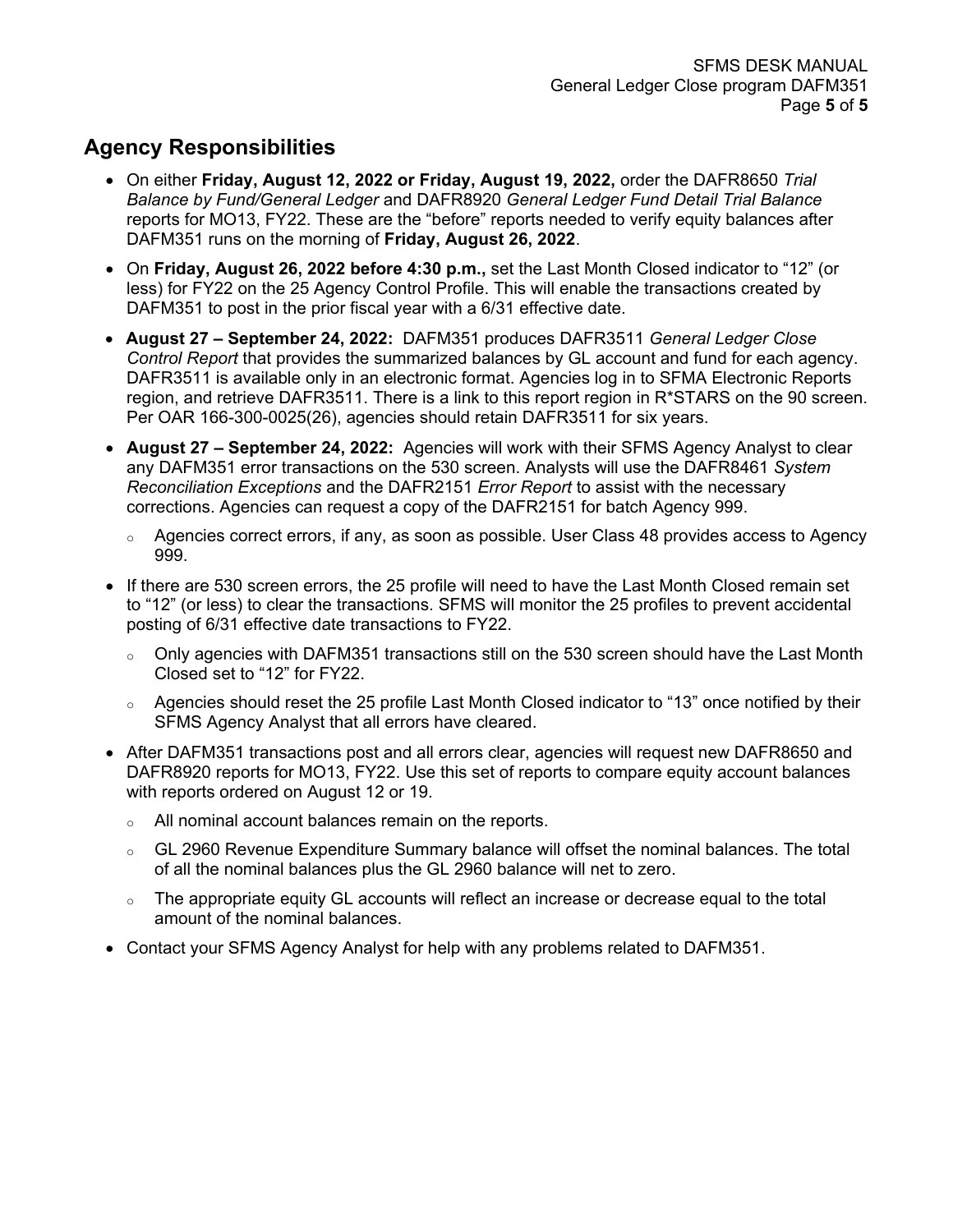## Agency Responsibilities

- On either **Friday, August 12, 2022 or Friday, August 19, 2022,** order the DAFR8650 *Trial Balance by Fund/General Ledger* and DAFR8920 *General Ledger Fund Detail Trial Balance* reports for MO13, FY22. These are the "before" reports needed to verify equity balances after DAFM351 runs on the morning of **Friday, August 26, 2022**.
- On **Friday, August 26, 2022 before 4:30 p.m.,** set the Last Month Closed indicator to "12" (or less) for FY22 on the 25 Agency Control Profile. This will enable the transactions created by DAFM351 to post in the prior fiscal year with a 6/31 effective date.
- **August 27 – September 24, 2022:** DAFM351 produces DAFR3511 *General Ledger Close Control Report* that provides the summarized balances by GL account and fund for each agency. DAFR3511 is available only in an electronic format. Agencies log in to SFMA Electronic Reports region, and retrieve DAFR3511. There is a link to this report region in R*STARS on the 90 screen. Per OAR 166-300-0025(26), agencies should retain DAFR3511 for six years.
- **August 27 – September 24, 2022:** Agencies will work with their SFMS Agency Analyst to clear any DAFM351 error transactions on the 530 screen. Analysts will use the DAFR8461 *System Reconciliation Exceptions* and the DAFR2151 *Error Report* to assist with the necessary corrections. Agencies can request a copy of the DAFR2151 for batch Agency 999.
  - Agencies correct errors, if any, as soon as possible. User Class 48 provides access to Agency 999.
- If there are 530 screen errors, the 25 profile will need to have the Last Month Closed remain set to "12" (or less) to clear the transactions. SFMS will monitor the 25 profiles to prevent accidental posting of 6/31 effective date transactions to FY22.
  - Only agencies with DAFM351 transactions still on the 530 screen should have the Last Month Closed set to "12" for FY22.
  - Agencies should reset the 25 profile Last Month Closed indicator to "13" once notified by their SFMS Agency Analyst that all errors have cleared.
- After DAFM351 transactions post and all errors clear, agencies will request new DAFR8650 and DAFR8920 reports for MO13, FY22. Use this set of reports to compare equity account balances with reports ordered on August 12 or 19.
  - All nominal account balances remain on the reports.
  - GL 2960 Revenue Expenditure Summary balance will offset the nominal balances. The total of all the nominal balances plus the GL 2960 balance will net to zero.
  - The appropriate equity GL accounts will reflect an increase or decrease equal to the total amount of the nominal balances.
- Contact your SFMS Agency Analyst for help with any problems related to DAFM351.